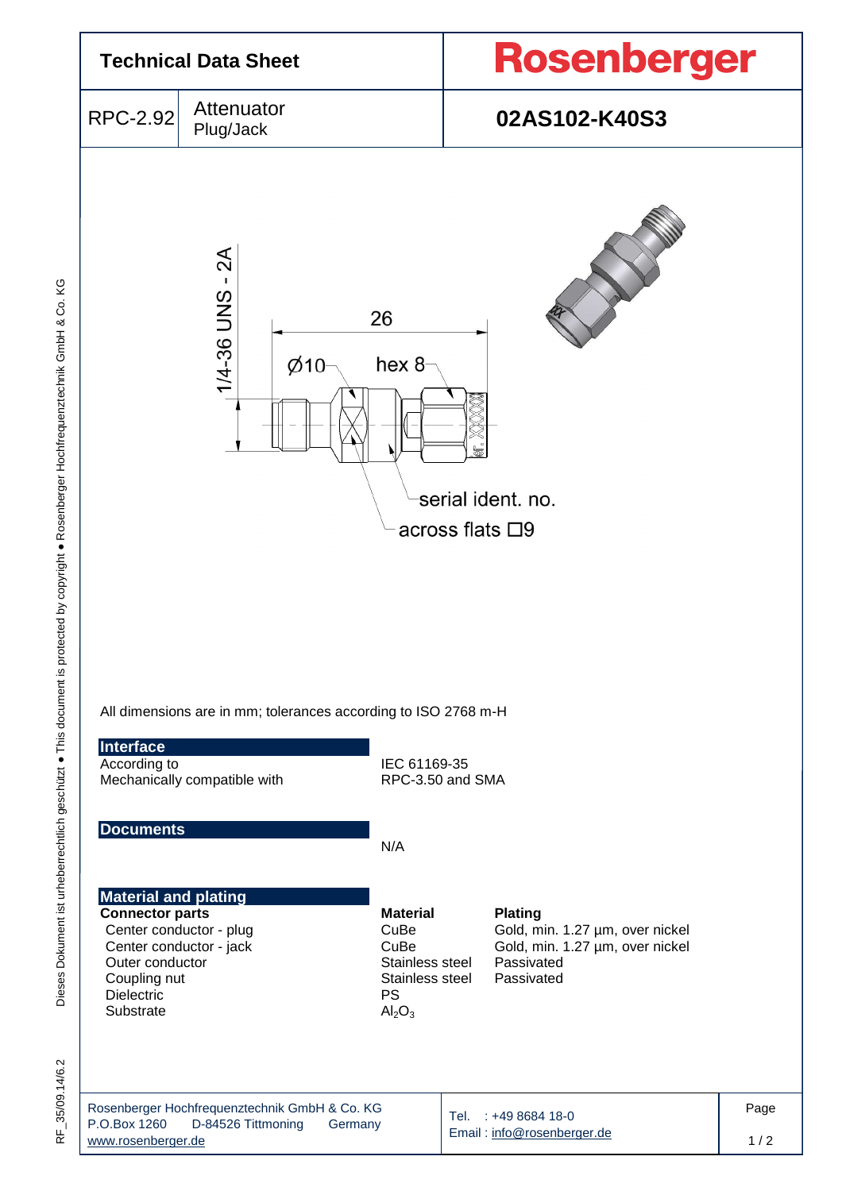# Technical Data Sheet

**Rosenberger**

| RPC-2.92 | Attenuator Plug/Jack | **02AS102-K40S3** |
|---|---|---|

1/4-36 UNS - 2A

26

Ø10

hex 8

serial ident. no.

across flats □9

All dimensions are in mm; tolerances according to ISO 2768 m-H

## Interface

| | |
|---|---|
| According to | IEC 61169-35 |
| Mechanically compatible with | RPC-3.50 and SMA |

## Documents

N/A

## Material and plating

| **Connector parts** | **Material** | **Plating** |
|---|---|---|
| Center conductor - plug | CuBe | Gold, min. 1.27 µm, over nickel |
| Center conductor - jack | CuBe | Gold, min. 1.27 µm, over nickel |
| Outer conductor | Stainless steel | Passivated |
| Coupling nut | Stainless steel | Passivated |
| Dielectric | PS | |
| Substrate | $Al_2O_3$ | |

Rosenberger Hochfrequenztechnik GmbH & Co. KG
P.O.Box 1260 D-84526 Tittmoning Germany
www.rosenberger.de

Tel. : +49 8684 18-0
Email : info@rosenberger.de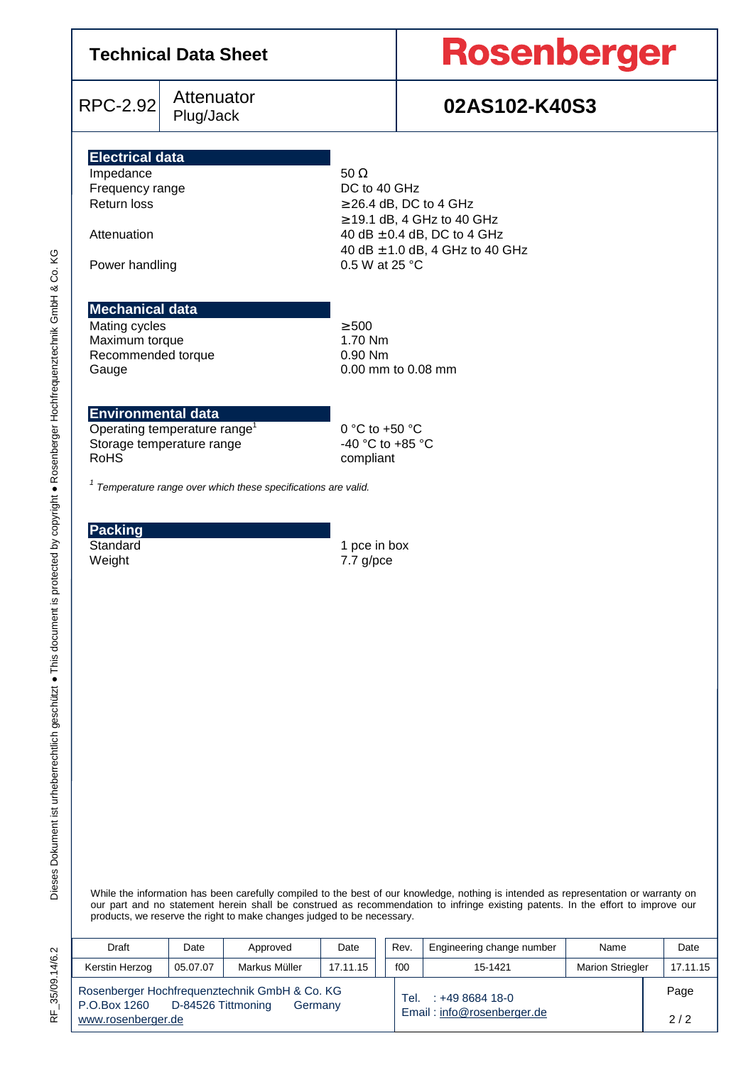# Technical Data Sheet

**Rosenberger**

| | | |
|---|---|---|
| RPC-2.92 | Attenuator Plug/Jack | **02AS102-K40S3** |

## Electrical data

| | |
|---|---|
| Impedance | 50 Ω |
| Frequency range | DC to 40 GHz |
| Return loss | ≥ 26.4 dB, DC to 4 GHz<br>≥ 19.1 dB, 4 GHz to 40 GHz |
| Attenuation | 40 dB ± 0.4 dB, DC to 4 GHz<br>40 dB ± 1.0 dB, 4 GHz to 40 GHz |
| Power handling | 0.5 W at 25 °C |

## Mechanical data

| | |
|---|---|
| Mating cycles | ≥ 500 |
| Maximum torque | 1.70 Nm |
| Recommended torque | 0.90 Nm |
| Gauge | 0.00 mm to 0.08 mm |

## Environmental data

| | |
|---|---|
| Operating temperature range[1] | 0 °C to +50 °C |
| Storage temperature range | -40 °C to +85 °C |
| RoHS | compliant |

*[1] Temperature range over which these specifications are valid.*

## Packing

| | |
|---|---|
| Standard | 1 pce in box |
| Weight | 7.7 g/pce |

While the information has been carefully compiled to the best of our knowledge, nothing is intended as representation or warranty on our part and no statement herein shall be construed as recommendation to infringe existing patents. In the effort to improve our products, we reserve the right to make changes judged to be necessary.

| Draft | Date | Approved | Date | Rev. | Engineering change number | Name | Date |
|---|---|---|---|---|---|---|---|
| Kerstin Herzog | 05.07.07 | Markus Müller | 17.11.15 | f00 | 15-1421 | Marion Striegler | 17.11.15 |

Rosenberger Hochfrequenztechnik GmbH & Co. KG
P.O.Box 1260 D-84526 Tittmoning Germany
www.rosenberger.de

Tel. : +49 8684 18-0
Email : info@rosenberger.de

Dieses Dokument ist urheberrechtlich geschützt ● This document is protected by copyright ● Rosenberger Hochfrequenztechnik GmbH & Co. KG

RF_35/09.14/6.2